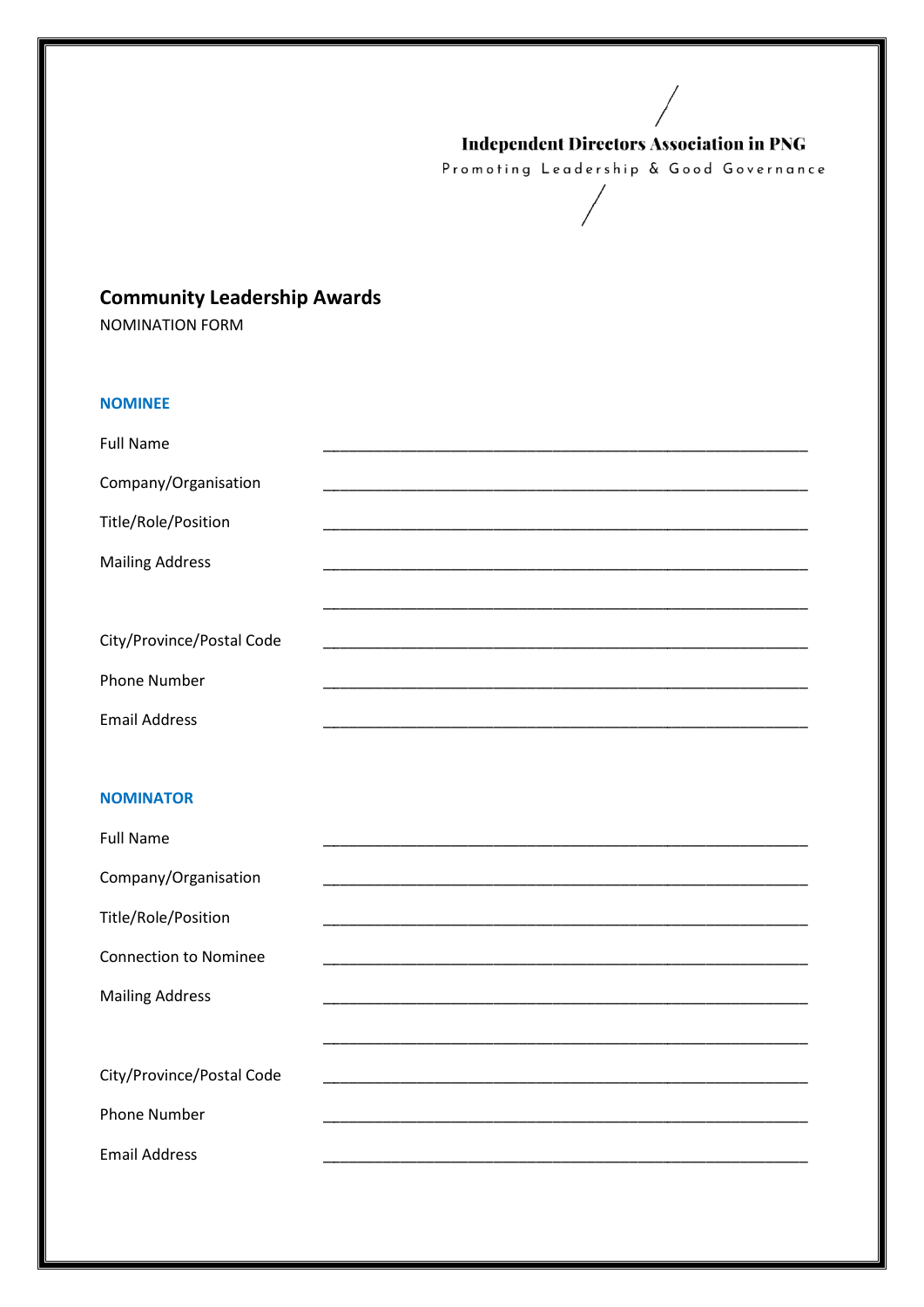**Independent Directors Association in PNG**

Promoting Leadership & Good Governance

## Community Leadership Awards

NOMINATION FORM

### NOMINEE

Full Name ____________________________________________________________

Company/Organisation ____________________________________________________________

Title/Role/Position ____________________________________________________________

Mailing Address ____________________________________________________________

____________________________________________________________

City/Province/Postal Code ____________________________________________________________

Phone Number ____________________________________________________________

Email Address ____________________________________________________________

### NOMINATOR

Full Name ____________________________________________________________

Company/Organisation ____________________________________________________________

Title/Role/Position ____________________________________________________________

Connection to Nominee ____________________________________________________________

Mailing Address ____________________________________________________________

____________________________________________________________

City/Province/Postal Code ____________________________________________________________

Phone Number ____________________________________________________________

Email Address ____________________________________________________________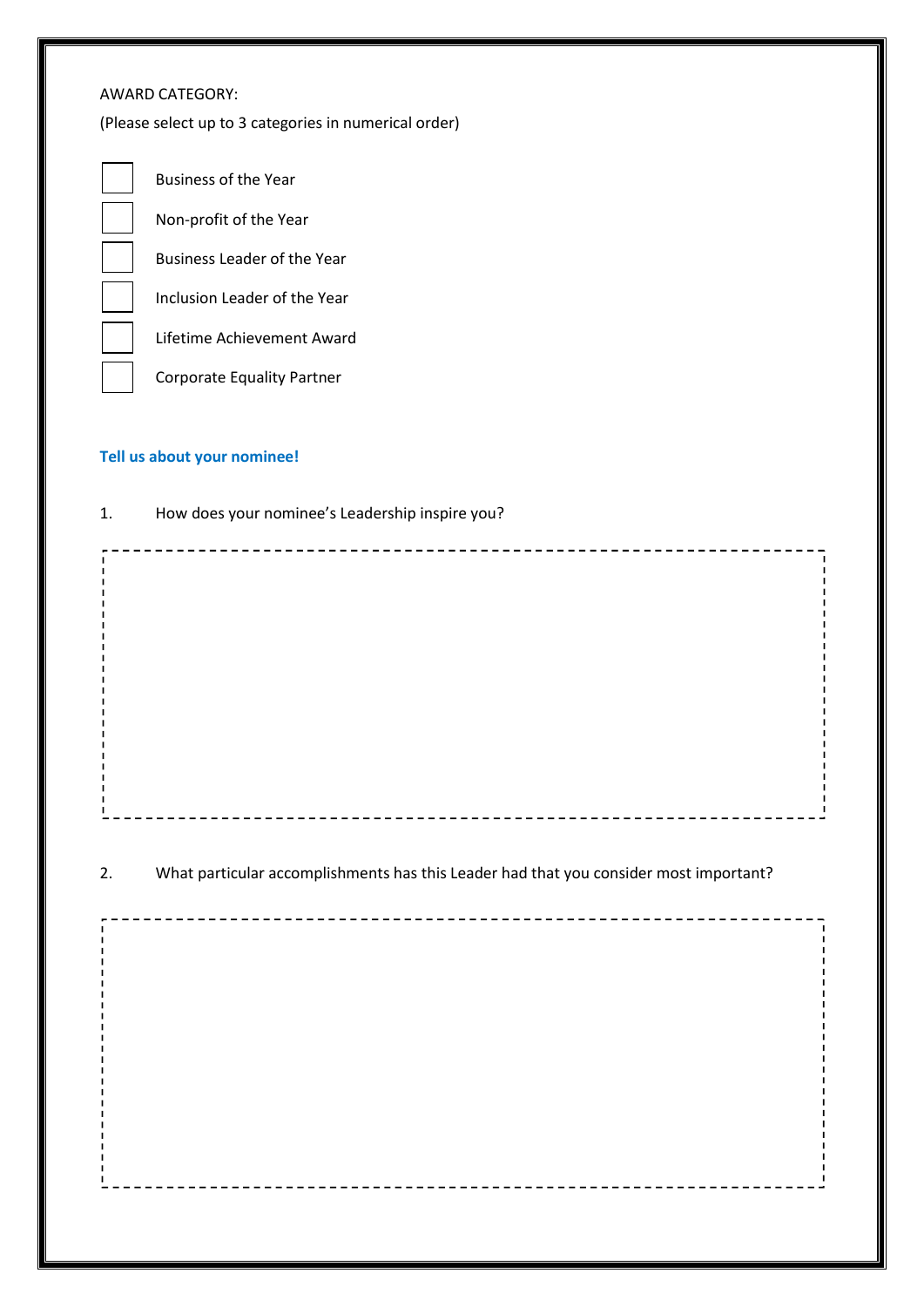AWARD CATEGORY:

(Please select up to 3 categories in numerical order)

- [ ] Business of the Year
- [ ] Non-profit of the Year
- [ ] Business Leader of the Year
- [ ] Inclusion Leader of the Year
- [ ] Lifetime Achievement Award
- [ ] Corporate Equality Partner

**Tell us about your nominee!**

1. How does your nominee's Leadership inspire you?

2. What particular accomplishments has this Leader had that you consider most important?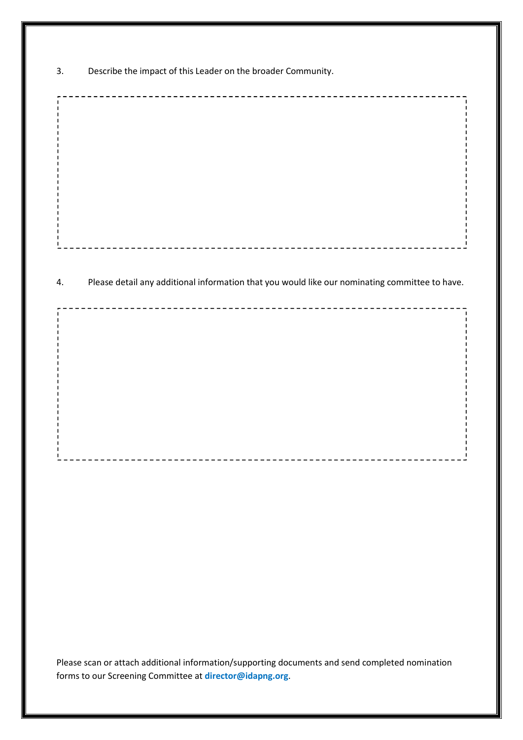3. Describe the impact of this Leader on the broader Community.

4. Please detail any additional information that you would like our nominating committee to have.

Please scan or attach additional information/supporting documents and send completed nomination forms to our Screening Committee at **director@idapng.org**.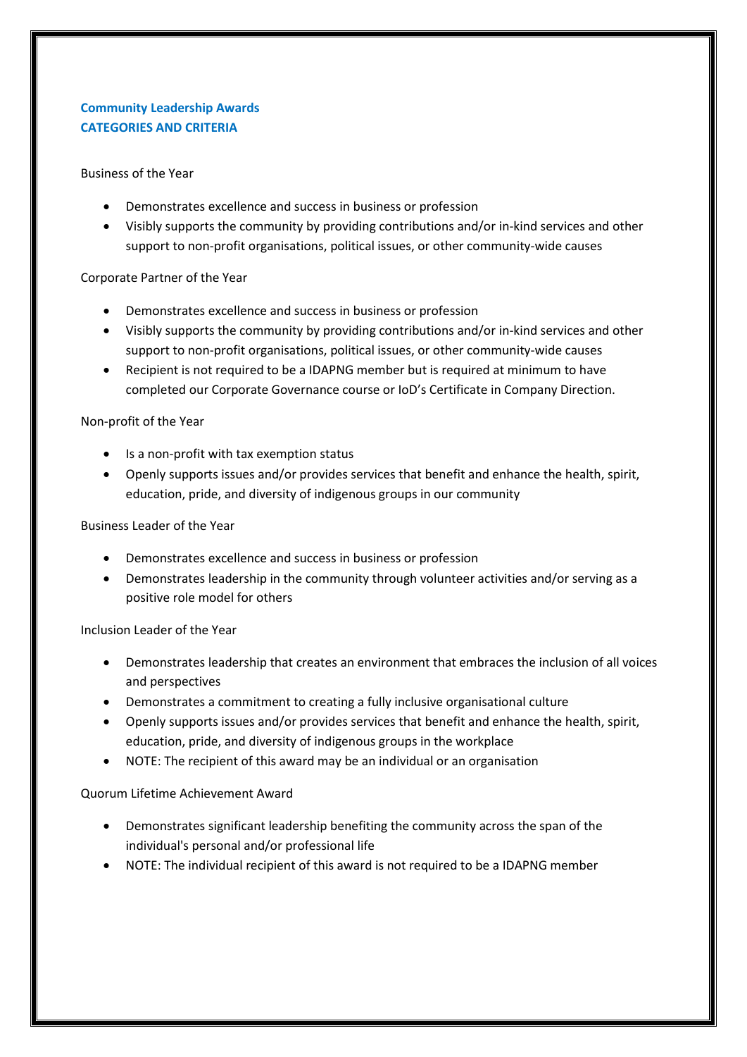**Community Leadership Awards**
**CATEGORIES AND CRITERIA**

Business of the Year

- Demonstrates excellence and success in business or profession
- Visibly supports the community by providing contributions and/or in-kind services and other support to non-profit organisations, political issues, or other community-wide causes

Corporate Partner of the Year

- Demonstrates excellence and success in business or profession
- Visibly supports the community by providing contributions and/or in-kind services and other support to non-profit organisations, political issues, or other community-wide causes
- Recipient is not required to be a IDAPNG member but is required at minimum to have completed our Corporate Governance course or IoD's Certificate in Company Direction.

Non-profit of the Year

- Is a non-profit with tax exemption status
- Openly supports issues and/or provides services that benefit and enhance the health, spirit, education, pride, and diversity of indigenous groups in our community

Business Leader of the Year

- Demonstrates excellence and success in business or profession
- Demonstrates leadership in the community through volunteer activities and/or serving as a positive role model for others

Inclusion Leader of the Year

- Demonstrates leadership that creates an environment that embraces the inclusion of all voices and perspectives
- Demonstrates a commitment to creating a fully inclusive organisational culture
- Openly supports issues and/or provides services that benefit and enhance the health, spirit, education, pride, and diversity of indigenous groups in the workplace
- NOTE: The recipient of this award may be an individual or an organisation

Quorum Lifetime Achievement Award

- Demonstrates significant leadership benefiting the community across the span of the individual's personal and/or professional life
- NOTE: The individual recipient of this award is not required to be a IDAPNG member